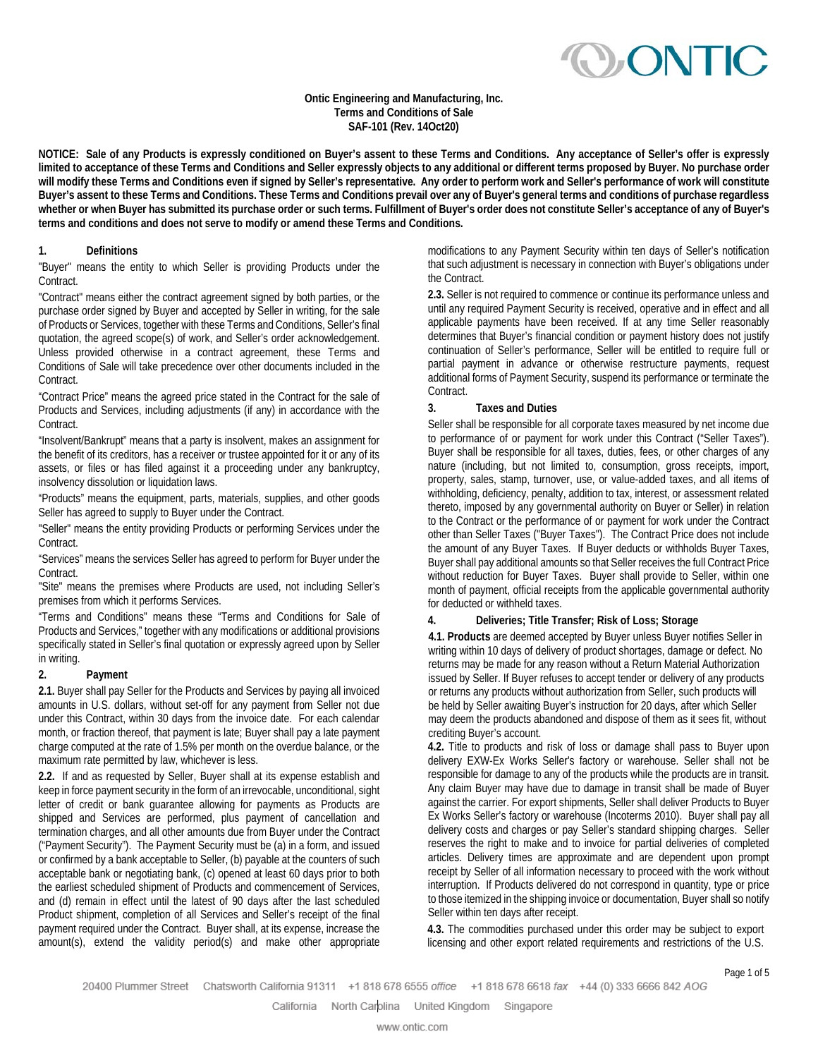**Ontic Engineering and Manufacturing, Inc.**
**Terms and Conditions of Sale**
**SAF-101 (Rev. 14Oct20)**

**NOTICE: Sale of any Products is expressly conditioned on Buyer's assent to these Terms and Conditions. Any acceptance of Seller's offer is expressly limited to acceptance of these Terms and Conditions and Seller expressly objects to any additional or different terms proposed by Buyer. No purchase order will modify these Terms and Conditions even if signed by Seller's representative. Any order to perform work and Seller's performance of work will constitute Buyer's assent to these Terms and Conditions. These Terms and Conditions prevail over any of Buyer's general terms and conditions of purchase regardless whether or when Buyer has submitted its purchase order or such terms. Fulfillment of Buyer's order does not constitute Seller's acceptance of any of Buyer's terms and conditions and does not serve to modify or amend these Terms and Conditions.**

## 1. Definitions

"Buyer" means the entity to which Seller is providing Products under the Contract.

"Contract" means either the contract agreement signed by both parties, or the purchase order signed by Buyer and accepted by Seller in writing, for the sale of Products or Services, together with these Terms and Conditions, Seller's final quotation, the agreed scope(s) of work, and Seller's order acknowledgement. Unless provided otherwise in a contract agreement, these Terms and Conditions of Sale will take precedence over other documents included in the Contract.

"Contract Price" means the agreed price stated in the Contract for the sale of Products and Services, including adjustments (if any) in accordance with the Contract.

"Insolvent/Bankrupt" means that a party is insolvent, makes an assignment for the benefit of its creditors, has a receiver or trustee appointed for it or any of its assets, or files or has filed against it a proceeding under any bankruptcy, insolvency dissolution or liquidation laws.

"Products" means the equipment, parts, materials, supplies, and other goods Seller has agreed to supply to Buyer under the Contract.

"Seller" means the entity providing Products or performing Services under the Contract.

"Services" means the services Seller has agreed to perform for Buyer under the Contract.

"Site" means the premises where Products are used, not including Seller's premises from which it performs Services.

"Terms and Conditions" means these "Terms and Conditions for Sale of Products and Services," together with any modifications or additional provisions specifically stated in Seller's final quotation or expressly agreed upon by Seller in writing.

## 2. Payment

**2.1.** Buyer shall pay Seller for the Products and Services by paying all invoiced amounts in U.S. dollars, without set-off for any payment from Seller not due under this Contract, within 30 days from the invoice date. For each calendar month, or fraction thereof, that payment is late; Buyer shall pay a late payment charge computed at the rate of 1.5% per month on the overdue balance, or the maximum rate permitted by law, whichever is less.

**2.2.** If and as requested by Seller, Buyer shall at its expense establish and keep in force payment security in the form of an irrevocable, unconditional, sight letter of credit or bank guarantee allowing for payments as Products are shipped and Services are performed, plus payment of cancellation and termination charges, and all other amounts due from Buyer under the Contract ("Payment Security"). The Payment Security must be (a) in a form, and issued or confirmed by a bank acceptable to Seller, (b) payable at the counters of such acceptable bank or negotiating bank, (c) opened at least 60 days prior to both the earliest scheduled shipment of Products and commencement of Services, and (d) remain in effect until the latest of 90 days after the last scheduled Product shipment, completion of all Services and Seller's receipt of the final payment required under the Contract. Buyer shall, at its expense, increase the amount(s), extend the validity period(s) and make other appropriate modifications to any Payment Security within ten days of Seller's notification that such adjustment is necessary in connection with Buyer's obligations under the Contract.

**2.3.** Seller is not required to commence or continue its performance unless and until any required Payment Security is received, operative and in effect and all applicable payments have been received. If at any time Seller reasonably determines that Buyer's financial condition or payment history does not justify continuation of Seller's performance, Seller will be entitled to require full or partial payment in advance or otherwise restructure payments, request additional forms of Payment Security, suspend its performance or terminate the Contract.

## 3. Taxes and Duties

Seller shall be responsible for all corporate taxes measured by net income due to performance of or payment for work under this Contract ("Seller Taxes"). Buyer shall be responsible for all taxes, duties, fees, or other charges of any nature (including, but not limited to, consumption, gross receipts, import, property, sales, stamp, turnover, use, or value-added taxes, and all items of withholding, deficiency, penalty, addition to tax, interest, or assessment related thereto, imposed by any governmental authority on Buyer or Seller) in relation to the Contract or the performance of or payment for work under the Contract other than Seller Taxes ("Buyer Taxes"). The Contract Price does not include the amount of any Buyer Taxes. If Buyer deducts or withholds Buyer Taxes, Buyer shall pay additional amounts so that Seller receives the full Contract Price without reduction for Buyer Taxes. Buyer shall provide to Seller, within one month of payment, official receipts from the applicable governmental authority for deducted or withheld taxes.

## 4. Deliveries; Title Transfer; Risk of Loss; Storage

**4.1. Products** are deemed accepted by Buyer unless Buyer notifies Seller in writing within 10 days of delivery of product shortages, damage or defect. No returns may be made for any reason without a Return Material Authorization issued by Seller. If Buyer refuses to accept tender or delivery of any products or returns any products without authorization from Seller, such products will be held by Seller awaiting Buyer's instruction for 20 days, after which Seller may deem the products abandoned and dispose of them as it sees fit, without crediting Buyer's account.

**4.2.** Title to products and risk of loss or damage shall pass to Buyer upon delivery EXW-Ex Works Seller's factory or warehouse. Seller shall not be responsible for damage to any of the products while the products are in transit. Any claim Buyer may have due to damage in transit shall be made of Buyer against the carrier. For export shipments, Seller shall deliver Products to Buyer Ex Works Seller's factory or warehouse (Incoterms 2010). Buyer shall pay all delivery costs and charges or pay Seller's standard shipping charges. Seller reserves the right to make and to invoice for partial deliveries of completed articles. Delivery times are approximate and are dependent upon prompt receipt by Seller of all information necessary to proceed with the work without interruption. If Products delivered do not correspond in quantity, type or price to those itemized in the shipping invoice or documentation, Buyer shall so notify Seller within ten days after receipt.

**4.3.** The commodities purchased under this order may be subject to export licensing and other export related requirements and restrictions of the U.S.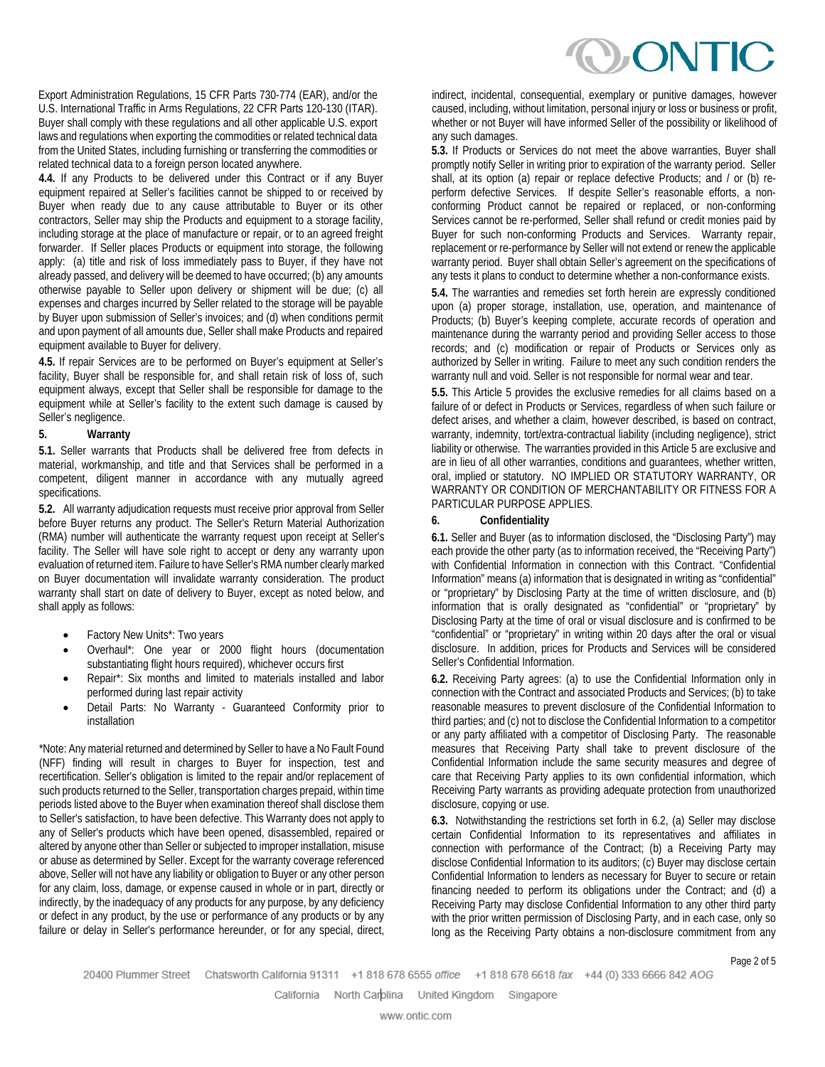Export Administration Regulations, 15 CFR Parts 730-774 (EAR), and/or the U.S. International Traffic in Arms Regulations, 22 CFR Parts 120-130 (ITAR). Buyer shall comply with these regulations and all other applicable U.S. export laws and regulations when exporting the commodities or related technical data from the United States, including furnishing or transferring the commodities or related technical data to a foreign person located anywhere.

**4.4.** If any Products to be delivered under this Contract or if any Buyer equipment repaired at Seller's facilities cannot be shipped to or received by Buyer when ready due to any cause attributable to Buyer or its other contractors, Seller may ship the Products and equipment to a storage facility, including storage at the place of manufacture or repair, or to an agreed freight forwarder. If Seller places Products or equipment into storage, the following apply: (a) title and risk of loss immediately pass to Buyer, if they have not already passed, and delivery will be deemed to have occurred; (b) any amounts otherwise payable to Seller upon delivery or shipment will be due; (c) all expenses and charges incurred by Seller related to the storage will be payable by Buyer upon submission of Seller's invoices; and (d) when conditions permit and upon payment of all amounts due, Seller shall make Products and repaired equipment available to Buyer for delivery.

**4.5.** If repair Services are to be performed on Buyer's equipment at Seller's facility, Buyer shall be responsible for, and shall retain risk of loss of, such equipment always, except that Seller shall be responsible for damage to the equipment while at Seller's facility to the extent such damage is caused by Seller's negligence.

## 5. Warranty

**5.1.** Seller warrants that Products shall be delivered free from defects in material, workmanship, and title and that Services shall be performed in a competent, diligent manner in accordance with any mutually agreed specifications.

**5.2.** All warranty adjudication requests must receive prior approval from Seller before Buyer returns any product. The Seller's Return Material Authorization (RMA) number will authenticate the warranty request upon receipt at Seller's facility. The Seller will have sole right to accept or deny any warranty upon evaluation of returned item. Failure to have Seller's RMA number clearly marked on Buyer documentation will invalidate warranty consideration. The product warranty shall start on date of delivery to Buyer, except as noted below, and shall apply as follows:

- Factory New Units*: Two years
- Overhaul*: One year or 2000 flight hours (documentation substantiating flight hours required), whichever occurs first
- Repair*: Six months and limited to materials installed and labor performed during last repair activity
- Detail Parts: No Warranty - Guaranteed Conformity prior to installation

*Note: Any material returned and determined by Seller to have a No Fault Found (NFF) finding will result in charges to Buyer for inspection, test and recertification. Seller's obligation is limited to the repair and/or replacement of such products returned to the Seller, transportation charges prepaid, within time periods listed above to the Buyer when examination thereof shall disclose them to Seller's satisfaction, to have been defective. This Warranty does not apply to any of Seller's products which have been opened, disassembled, repaired or altered by anyone other than Seller or subjected to improper installation, misuse or abuse as determined by Seller. Except for the warranty coverage referenced above, Seller will not have any liability or obligation to Buyer or any other person for any claim, loss, damage, or expense caused in whole or in part, directly or indirectly, by the inadequacy of any products for any purpose, by any deficiency or defect in any product, by the use or performance of any products or by any failure or delay in Seller's performance hereunder, or for any special, direct, indirect, incidental, consequential, exemplary or punitive damages, however caused, including, without limitation, personal injury or loss or business or profit, whether or not Buyer will have informed Seller of the possibility or likelihood of any such damages.

**5.3.** If Products or Services do not meet the above warranties, Buyer shall promptly notify Seller in writing prior to expiration of the warranty period. Seller shall, at its option (a) repair or replace defective Products; and / or (b) re-perform defective Services. If despite Seller's reasonable efforts, a non-conforming Product cannot be repaired or replaced, or non-conforming Services cannot be re-performed, Seller shall refund or credit monies paid by Buyer for such non-conforming Products and Services. Warranty repair, replacement or re-performance by Seller will not extend or renew the applicable warranty period. Buyer shall obtain Seller's agreement on the specifications of any tests it plans to conduct to determine whether a non-conformance exists.

**5.4.** The warranties and remedies set forth herein are expressly conditioned upon (a) proper storage, installation, use, operation, and maintenance of Products; (b) Buyer's keeping complete, accurate records of operation and maintenance during the warranty period and providing Seller access to those records; and (c) modification or repair of Products or Services only as authorized by Seller in writing. Failure to meet any such condition renders the warranty null and void. Seller is not responsible for normal wear and tear.

**5.5.** This Article 5 provides the exclusive remedies for all claims based on a failure of or defect in Products or Services, regardless of when such failure or defect arises, and whether a claim, however described, is based on contract, warranty, indemnity, tort/extra-contractual liability (including negligence), strict liability or otherwise. The warranties provided in this Article 5 are exclusive and are in lieu of all other warranties, conditions and guarantees, whether written, oral, implied or statutory. NO IMPLIED OR STATUTORY WARRANTY, OR WARRANTY OR CONDITION OF MERCHANTABILITY OR FITNESS FOR A PARTICULAR PURPOSE APPLIES.

## 6. Confidentiality

**6.1.** Seller and Buyer (as to information disclosed, the "Disclosing Party") may each provide the other party (as to information received, the "Receiving Party") with Confidential Information in connection with this Contract. "Confidential Information" means (a) information that is designated in writing as "confidential" or "proprietary" by Disclosing Party at the time of written disclosure, and (b) information that is orally designated as "confidential" or "proprietary" by Disclosing Party at the time of oral or visual disclosure and is confirmed to be "confidential" or "proprietary" in writing within 20 days after the oral or visual disclosure. In addition, prices for Products and Services will be considered Seller's Confidential Information.

**6.2.** Receiving Party agrees: (a) to use the Confidential Information only in connection with the Contract and associated Products and Services; (b) to take reasonable measures to prevent disclosure of the Confidential Information to third parties; and (c) not to disclose the Confidential Information to a competitor or any party affiliated with a competitor of Disclosing Party. The reasonable measures that Receiving Party shall take to prevent disclosure of the Confidential Information include the same security measures and degree of care that Receiving Party applies to its own confidential information, which Receiving Party warrants as providing adequate protection from unauthorized disclosure, copying or use.

**6.3.** Notwithstanding the restrictions set forth in 6.2, (a) Seller may disclose certain Confidential Information to its representatives and affiliates in connection with performance of the Contract; (b) a Receiving Party may disclose Confidential Information to its auditors; (c) Buyer may disclose certain Confidential Information to lenders as necessary for Buyer to secure or retain financing needed to perform its obligations under the Contract; and (d) a Receiving Party may disclose Confidential Information to any other third party with the prior written permission of Disclosing Party, and in each case, only so long as the Receiving Party obtains a non-disclosure commitment from any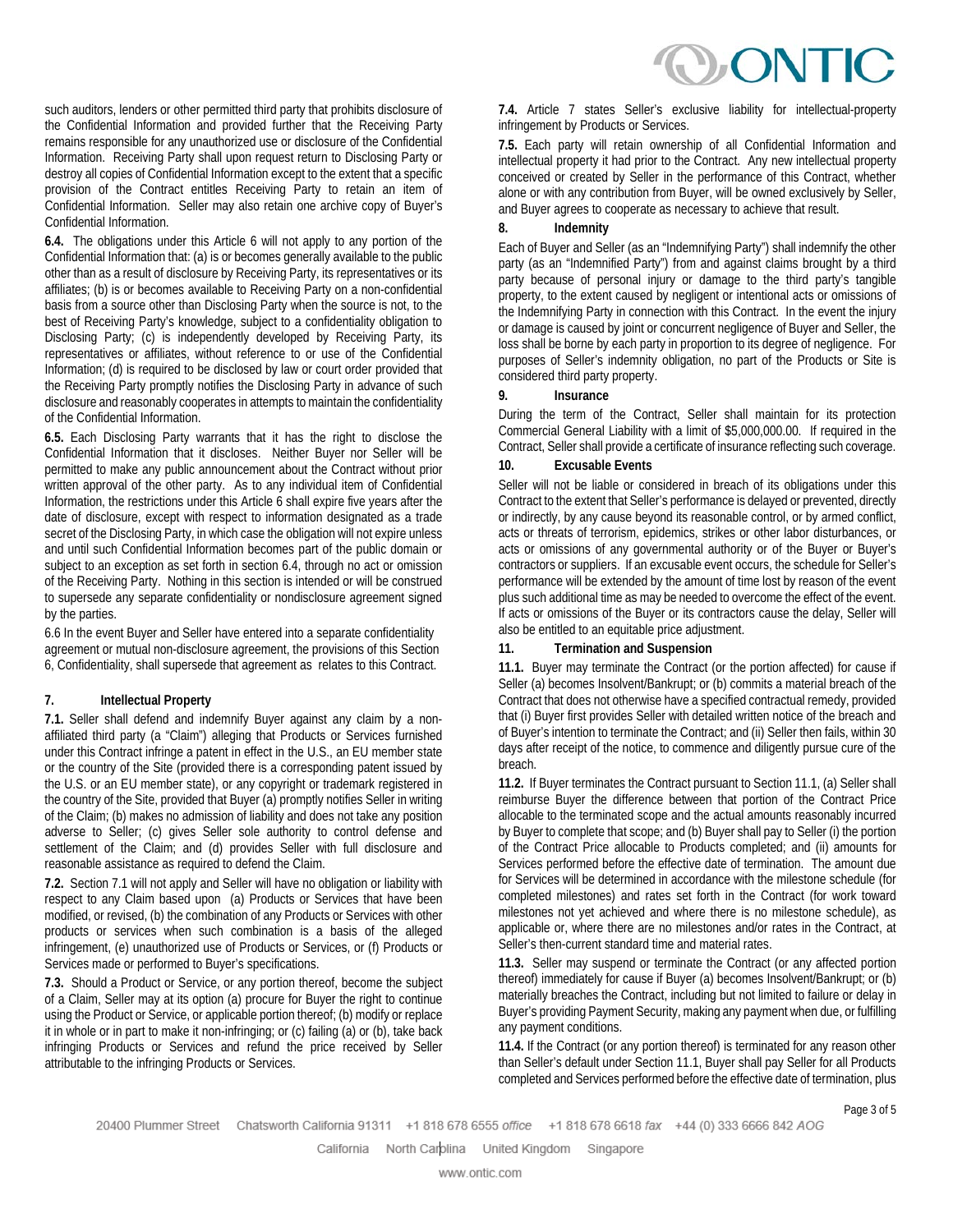such auditors, lenders or other permitted third party that prohibits disclosure of the Confidential Information and provided further that the Receiving Party remains responsible for any unauthorized use or disclosure of the Confidential Information. Receiving Party shall upon request return to Disclosing Party or destroy all copies of Confidential Information except to the extent that a specific provision of the Contract entitles Receiving Party to retain an item of Confidential Information. Seller may also retain one archive copy of Buyer's Confidential Information.

**6.4.** The obligations under this Article 6 will not apply to any portion of the Confidential Information that: (a) is or becomes generally available to the public other than as a result of disclosure by Receiving Party, its representatives or its affiliates; (b) is or becomes available to Receiving Party on a non-confidential basis from a source other than Disclosing Party when the source is not, to the best of Receiving Party's knowledge, subject to a confidentiality obligation to Disclosing Party; (c) is independently developed by Receiving Party, its representatives or affiliates, without reference to or use of the Confidential Information; (d) is required to be disclosed by law or court order provided that the Receiving Party promptly notifies the Disclosing Party in advance of such disclosure and reasonably cooperates in attempts to maintain the confidentiality of the Confidential Information.

**6.5.** Each Disclosing Party warrants that it has the right to disclose the Confidential Information that it discloses. Neither Buyer nor Seller will be permitted to make any public announcement about the Contract without prior written approval of the other party. As to any individual item of Confidential Information, the restrictions under this Article 6 shall expire five years after the date of disclosure, except with respect to information designated as a trade secret of the Disclosing Party, in which case the obligation will not expire unless and until such Confidential Information becomes part of the public domain or subject to an exception as set forth in section 6.4, through no act or omission of the Receiving Party. Nothing in this section is intended or will be construed to supersede any separate confidentiality or nondisclosure agreement signed by the parties.

6.6 In the event Buyer and Seller have entered into a separate confidentiality agreement or mutual non-disclosure agreement, the provisions of this Section 6, Confidentiality, shall supersede that agreement as relates to this Contract.

## 7. Intellectual Property

**7.1.** Seller shall defend and indemnify Buyer against any claim by a non-affiliated third party (a "Claim") alleging that Products or Services furnished under this Contract infringe a patent in effect in the U.S., an EU member state or the country of the Site (provided there is a corresponding patent issued by the U.S. or an EU member state), or any copyright or trademark registered in the country of the Site, provided that Buyer (a) promptly notifies Seller in writing of the Claim; (b) makes no admission of liability and does not take any position adverse to Seller; (c) gives Seller sole authority to control defense and settlement of the Claim; and (d) provides Seller with full disclosure and reasonable assistance as required to defend the Claim.

**7.2.** Section 7.1 will not apply and Seller will have no obligation or liability with respect to any Claim based upon (a) Products or Services that have been modified, or revised, (b) the combination of any Products or Services with other products or services when such combination is a basis of the alleged infringement, (e) unauthorized use of Products or Services, or (f) Products or Services made or performed to Buyer's specifications.

**7.3.** Should a Product or Service, or any portion thereof, become the subject of a Claim, Seller may at its option (a) procure for Buyer the right to continue using the Product or Service, or applicable portion thereof; (b) modify or replace it in whole or in part to make it non-infringing; or (c) failing (a) or (b), take back infringing Products or Services and refund the price received by Seller attributable to the infringing Products or Services.

**7.4.** Article 7 states Seller's exclusive liability for intellectual-property infringement by Products or Services.

**7.5.** Each party will retain ownership of all Confidential Information and intellectual property it had prior to the Contract. Any new intellectual property conceived or created by Seller in the performance of this Contract, whether alone or with any contribution from Buyer, will be owned exclusively by Seller, and Buyer agrees to cooperate as necessary to achieve that result.

## 8. Indemnity

Each of Buyer and Seller (as an "Indemnifying Party") shall indemnify the other party (as an "Indemnified Party") from and against claims brought by a third party because of personal injury or damage to the third party's tangible property, to the extent caused by negligent or intentional acts or omissions of the Indemnifying Party in connection with this Contract. In the event the injury or damage is caused by joint or concurrent negligence of Buyer and Seller, the loss shall be borne by each party in proportion to its degree of negligence. For purposes of Seller's indemnity obligation, no part of the Products or Site is considered third party property.

## 9. Insurance

During the term of the Contract, Seller shall maintain for its protection Commercial General Liability with a limit of $5,000,000.00. If required in the Contract, Seller shall provide a certificate of insurance reflecting such coverage.

## 10. Excusable Events

Seller will not be liable or considered in breach of its obligations under this Contract to the extent that Seller's performance is delayed or prevented, directly or indirectly, by any cause beyond its reasonable control, or by armed conflict, acts or threats of terrorism, epidemics, strikes or other labor disturbances, or acts or omissions of any governmental authority or of the Buyer or Buyer's contractors or suppliers. If an excusable event occurs, the schedule for Seller's performance will be extended by the amount of time lost by reason of the event plus such additional time as may be needed to overcome the effect of the event. If acts or omissions of the Buyer or its contractors cause the delay, Seller will also be entitled to an equitable price adjustment.

## 11. Termination and Suspension

**11.1.** Buyer may terminate the Contract (or the portion affected) for cause if Seller (a) becomes Insolvent/Bankrupt; or (b) commits a material breach of the Contract that does not otherwise have a specified contractual remedy, provided that (i) Buyer first provides Seller with detailed written notice of the breach and of Buyer's intention to terminate the Contract; and (ii) Seller then fails, within 30 days after receipt of the notice, to commence and diligently pursue cure of the breach.

**11.2.** If Buyer terminates the Contract pursuant to Section 11.1, (a) Seller shall reimburse Buyer the difference between that portion of the Contract Price allocable to the terminated scope and the actual amounts reasonably incurred by Buyer to complete that scope; and (b) Buyer shall pay to Seller (i) the portion of the Contract Price allocable to Products completed; and (ii) amounts for Services performed before the effective date of termination. The amount due for Services will be determined in accordance with the milestone schedule (for completed milestones) and rates set forth in the Contract (for work toward milestones not yet achieved and where there is no milestone schedule), as applicable or, where there are no milestones and/or rates in the Contract, at Seller's then-current standard time and material rates.

**11.3.** Seller may suspend or terminate the Contract (or any affected portion thereof) immediately for cause if Buyer (a) becomes Insolvent/Bankrupt; or (b) materially breaches the Contract, including but not limited to failure or delay in Buyer's providing Payment Security, making any payment when due, or fulfilling any payment conditions.

**11.4.** If the Contract (or any portion thereof) is terminated for any reason other than Seller's default under Section 11.1, Buyer shall pay Seller for all Products completed and Services performed before the effective date of termination, plus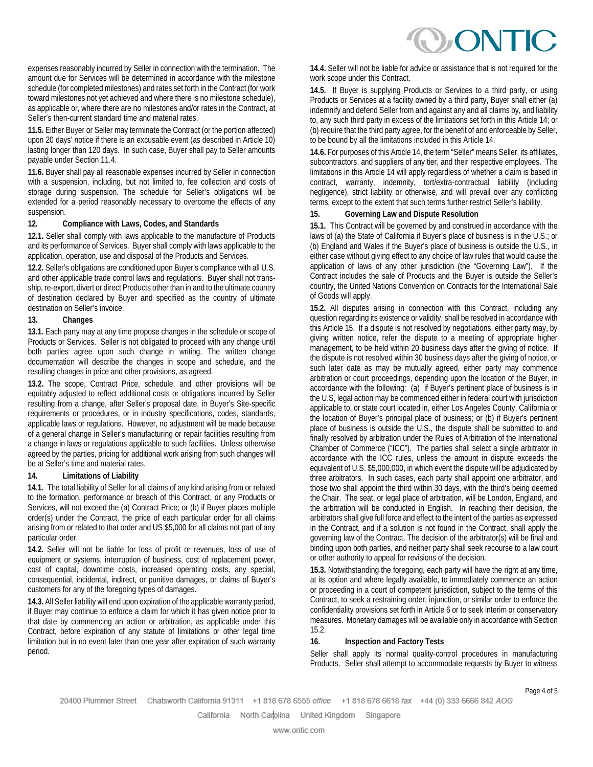expenses reasonably incurred by Seller in connection with the termination. The amount due for Services will be determined in accordance with the milestone schedule (for completed milestones) and rates set forth in the Contract (for work toward milestones not yet achieved and where there is no milestone schedule), as applicable or, where there are no milestones and/or rates in the Contract, at Seller's then-current standard time and material rates.

**11.5.** Either Buyer or Seller may terminate the Contract (or the portion affected) upon 20 days' notice if there is an excusable event (as described in Article 10) lasting longer than 120 days. In such case, Buyer shall pay to Seller amounts payable under Section 11.4.

**11.6.** Buyer shall pay all reasonable expenses incurred by Seller in connection with a suspension, including, but not limited to, fee collection and costs of storage during suspension. The schedule for Seller's obligations will be extended for a period reasonably necessary to overcome the effects of any suspension.

## 12. Compliance with Laws, Codes, and Standards

**12.1.** Seller shall comply with laws applicable to the manufacture of Products and its performance of Services. Buyer shall comply with laws applicable to the application, operation, use and disposal of the Products and Services.

**12.2.** Seller's obligations are conditioned upon Buyer's compliance with all U.S. and other applicable trade control laws and regulations. Buyer shall not trans-ship, re-export, divert or direct Products other than in and to the ultimate country of destination declared by Buyer and specified as the country of ultimate destination on Seller's invoice.

## 13. Changes

**13.1.** Each party may at any time propose changes in the schedule or scope of Products or Services. Seller is not obligated to proceed with any change until both parties agree upon such change in writing. The written change documentation will describe the changes in scope and schedule, and the resulting changes in price and other provisions, as agreed.

**13.2.** The scope, Contract Price, schedule, and other provisions will be equitably adjusted to reflect additional costs or obligations incurred by Seller resulting from a change, after Seller's proposal date, in Buyer's Site-specific requirements or procedures, or in industry specifications, codes, standards, applicable laws or regulations. However, no adjustment will be made because of a general change in Seller's manufacturing or repair facilities resulting from a change in laws or regulations applicable to such facilities. Unless otherwise agreed by the parties, pricing for additional work arising from such changes will be at Seller's time and material rates.

## 14. Limitations of Liability

**14.1.** The total liability of Seller for all claims of any kind arising from or related to the formation, performance or breach of this Contract, or any Products or Services, will not exceed the (a) Contract Price; or (b) if Buyer places multiple order(s) under the Contract, the price of each particular order for all claims arising from or related to that order and US $5,000 for all claims not part of any particular order.

**14.2.** Seller will not be liable for loss of profit or revenues, loss of use of equipment or systems, interruption of business, cost of replacement power, cost of capital, downtime costs, increased operating costs, any special, consequential, incidental, indirect, or punitive damages, or claims of Buyer's customers for any of the foregoing types of damages.

**14.3.** All Seller liability will end upon expiration of the applicable warranty period, if Buyer may continue to enforce a claim for which it has given notice prior to that date by commencing an action or arbitration, as applicable under this Contract, before expiration of any statute of limitations or other legal time limitation but in no event later than one year after expiration of such warranty period.

**14.4.** Seller will not be liable for advice or assistance that is not required for the work scope under this Contract.

**14.5.** If Buyer is supplying Products or Services to a third party, or using Products or Services at a facility owned by a third party, Buyer shall either (a) indemnify and defend Seller from and against any and all claims by, and liability to, any such third party in excess of the limitations set forth in this Article 14; or (b) require that the third party agree, for the benefit of and enforceable by Seller, to be bound by all the limitations included in this Article 14.

**14.6.** For purposes of this Article 14, the term "Seller" means Seller, its affiliates, subcontractors, and suppliers of any tier, and their respective employees. The limitations in this Article 14 will apply regardless of whether a claim is based in contract, warranty, indemnity, tort/extra-contractual liability (including negligence), strict liability or otherwise, and will prevail over any conflicting terms, except to the extent that such terms further restrict Seller's liability.

## 15. Governing Law and Dispute Resolution

**15.1.** This Contract will be governed by and construed in accordance with the laws of (a) the State of California if Buyer's place of business is in the U.S.; or (b) England and Wales if the Buyer's place of business is outside the U.S., in either case without giving effect to any choice of law rules that would cause the application of laws of any other jurisdiction (the "Governing Law"). If the Contract includes the sale of Products and the Buyer is outside the Seller's country, the United Nations Convention on Contracts for the International Sale of Goods will apply.

**15.2.** All disputes arising in connection with this Contract, including any question regarding its existence or validity, shall be resolved in accordance with this Article 15. If a dispute is not resolved by negotiations, either party may, by giving written notice, refer the dispute to a meeting of appropriate higher management, to be held within 20 business days after the giving of notice. If the dispute is not resolved within 30 business days after the giving of notice, or such later date as may be mutually agreed, either party may commence arbitration or court proceedings, depending upon the location of the Buyer, in accordance with the following: (a) if Buyer's pertinent place of business is in the U.S, legal action may be commenced either in federal court with jurisdiction applicable to, or state court located in, either Los Angeles County, California or the location of Buyer's principal place of business; or (b) if Buyer's pertinent place of business is outside the U.S., the dispute shall be submitted to and finally resolved by arbitration under the Rules of Arbitration of the International Chamber of Commerce ("ICC"). The parties shall select a single arbitrator in accordance with the ICC rules, unless the amount in dispute exceeds the equivalent of U.S. $5,000,000, in which event the dispute will be adjudicated by three arbitrators. In such cases, each party shall appoint one arbitrator, and those two shall appoint the third within 30 days, with the third's being deemed the Chair. The seat, or legal place of arbitration, will be London, England, and the arbitration will be conducted in English. In reaching their decision, the arbitrators shall give full force and effect to the intent of the parties as expressed in the Contract, and if a solution is not found in the Contract, shall apply the governing law of the Contract. The decision of the arbitrator(s) will be final and binding upon both parties, and neither party shall seek recourse to a law court or other authority to appeal for revisions of the decision.

**15.3.** Notwithstanding the foregoing, each party will have the right at any time, at its option and where legally available, to immediately commence an action or proceeding in a court of competent jurisdiction, subject to the terms of this Contract, to seek a restraining order, injunction, or similar order to enforce the confidentiality provisions set forth in Article 6 or to seek interim or conservatory measures. Monetary damages will be available only in accordance with Section 15.2.

## 16. Inspection and Factory Tests

Seller shall apply its normal quality-control procedures in manufacturing Products. Seller shall attempt to accommodate requests by Buyer to witness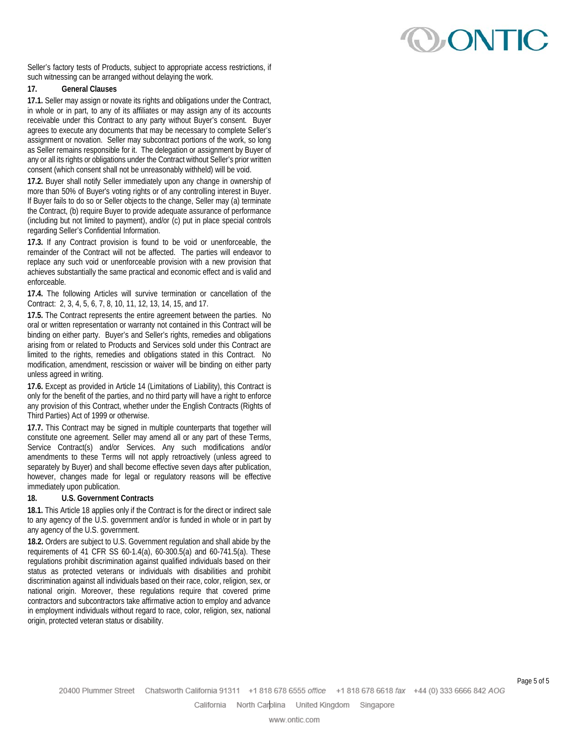Seller's factory tests of Products, subject to appropriate access restrictions, if such witnessing can be arranged without delaying the work.

**17. General Clauses**

**17.1.** Seller may assign or novate its rights and obligations under the Contract, in whole or in part, to any of its affiliates or may assign any of its accounts receivable under this Contract to any party without Buyer's consent. Buyer agrees to execute any documents that may be necessary to complete Seller's assignment or novation. Seller may subcontract portions of the work, so long as Seller remains responsible for it. The delegation or assignment by Buyer of any or all its rights or obligations under the Contract without Seller's prior written consent (which consent shall not be unreasonably withheld) will be void.

**17.2.** Buyer shall notify Seller immediately upon any change in ownership of more than 50% of Buyer's voting rights or of any controlling interest in Buyer. If Buyer fails to do so or Seller objects to the change, Seller may (a) terminate the Contract, (b) require Buyer to provide adequate assurance of performance (including but not limited to payment), and/or (c) put in place special controls regarding Seller's Confidential Information.

**17.3.** If any Contract provision is found to be void or unenforceable, the remainder of the Contract will not be affected. The parties will endeavor to replace any such void or unenforceable provision with a new provision that achieves substantially the same practical and economic effect and is valid and enforceable.

**17.4.** The following Articles will survive termination or cancellation of the Contract: 2, 3, 4, 5, 6, 7, 8, 10, 11, 12, 13, 14, 15, and 17.

**17.5.** The Contract represents the entire agreement between the parties. No oral or written representation or warranty not contained in this Contract will be binding on either party. Buyer's and Seller's rights, remedies and obligations arising from or related to Products and Services sold under this Contract are limited to the rights, remedies and obligations stated in this Contract. No modification, amendment, rescission or waiver will be binding on either party unless agreed in writing.

**17.6.** Except as provided in Article 14 (Limitations of Liability), this Contract is only for the benefit of the parties, and no third party will have a right to enforce any provision of this Contract, whether under the English Contracts (Rights of Third Parties) Act of 1999 or otherwise.

**17.7.** This Contract may be signed in multiple counterparts that together will constitute one agreement. Seller may amend all or any part of these Terms, Service Contract(s) and/or Services. Any such modifications and/or amendments to these Terms will not apply retroactively (unless agreed to separately by Buyer) and shall become effective seven days after publication, however, changes made for legal or regulatory reasons will be effective immediately upon publication.

**18. U.S. Government Contracts**

**18.1.** This Article 18 applies only if the Contract is for the direct or indirect sale to any agency of the U.S. government and/or is funded in whole or in part by any agency of the U.S. government.

**18.2.** Orders are subject to U.S. Government regulation and shall abide by the requirements of 41 CFR SS 60-1.4(a), 60-300.5(a) and 60-741.5(a). These regulations prohibit discrimination against qualified individuals based on their status as protected veterans or individuals with disabilities and prohibit discrimination against all individuals based on their race, color, religion, sex, or national origin. Moreover, these regulations require that covered prime contractors and subcontractors take affirmative action to employ and advance in employment individuals without regard to race, color, religion, sex, national origin, protected veteran status or disability.